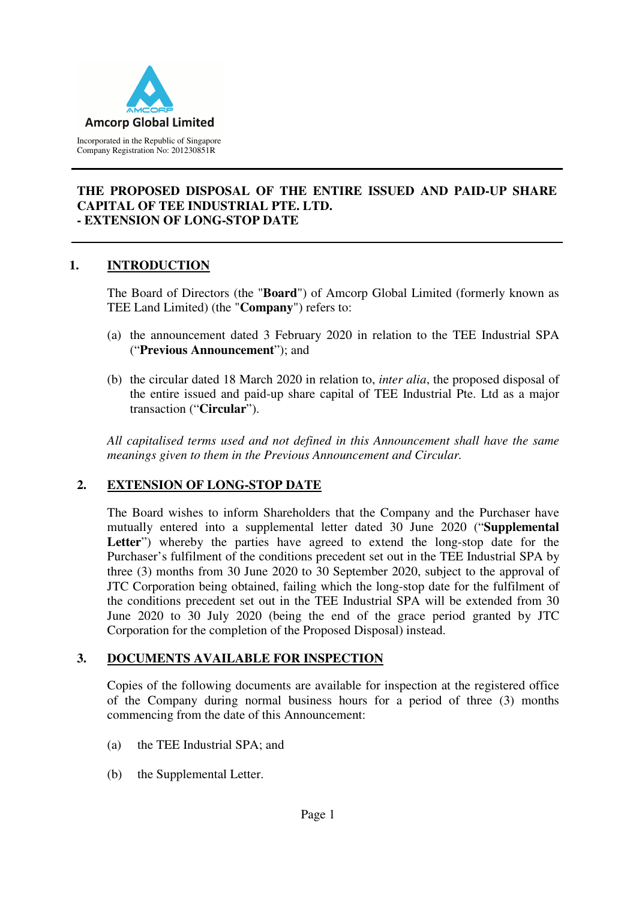**Amcorp Global Limited**

Incorporated in the Republic of Singapore
Company Registration No: 201230851R

---

**THE PROPOSED DISPOSAL OF THE ENTIRE ISSUED AND PAID-UP SHARE CAPITAL OF TEE INDUSTRIAL PTE. LTD.**
**- EXTENSION OF LONG-STOP DATE**

---

## 1. INTRODUCTION

The Board of Directors (the "**Board**") of Amcorp Global Limited (formerly known as TEE Land Limited) (the "**Company**") refers to:

(a) the announcement dated 3 February 2020 in relation to the TEE Industrial SPA ("**Previous Announcement**"); and

(b) the circular dated 18 March 2020 in relation to, *inter alia*, the proposed disposal of the entire issued and paid-up share capital of TEE Industrial Pte. Ltd as a major transaction ("**Circular**").

*All capitalised terms used and not defined in this Announcement shall have the same meanings given to them in the Previous Announcement and Circular.*

## 2. EXTENSION OF LONG-STOP DATE

The Board wishes to inform Shareholders that the Company and the Purchaser have mutually entered into a supplemental letter dated 30 June 2020 ("**Supplemental Letter**") whereby the parties have agreed to extend the long-stop date for the Purchaser's fulfilment of the conditions precedent set out in the TEE Industrial SPA by three (3) months from 30 June 2020 to 30 September 2020, subject to the approval of JTC Corporation being obtained, failing which the long-stop date for the fulfilment of the conditions precedent set out in the TEE Industrial SPA will be extended from 30 June 2020 to 30 July 2020 (being the end of the grace period granted by JTC Corporation for the completion of the Proposed Disposal) instead.

## 3. DOCUMENTS AVAILABLE FOR INSPECTION

Copies of the following documents are available for inspection at the registered office of the Company during normal business hours for a period of three (3) months commencing from the date of this Announcement:

(a) the TEE Industrial SPA; and

(b) the Supplemental Letter.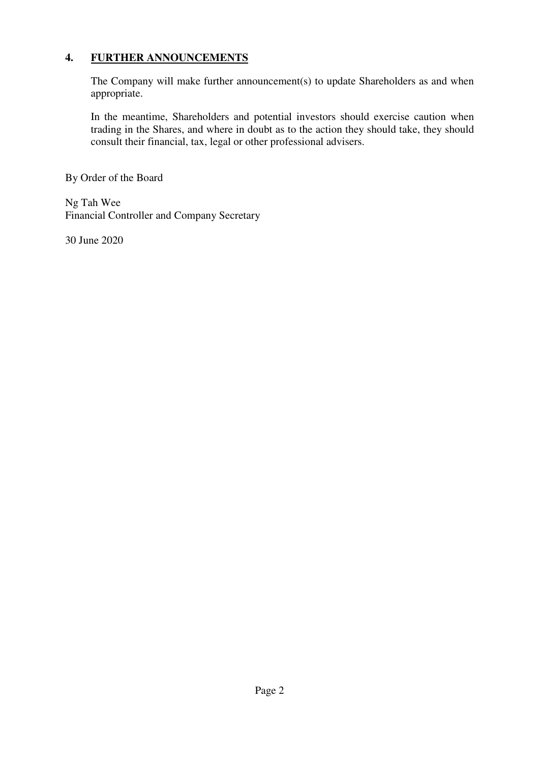## 4. FURTHER ANNOUNCEMENTS

The Company will make further announcement(s) to update Shareholders as and when appropriate.

In the meantime, Shareholders and potential investors should exercise caution when trading in the Shares, and where in doubt as to the action they should take, they should consult their financial, tax, legal or other professional advisers.

By Order of the Board

Ng Tah Wee
Financial Controller and Company Secretary

30 June 2020